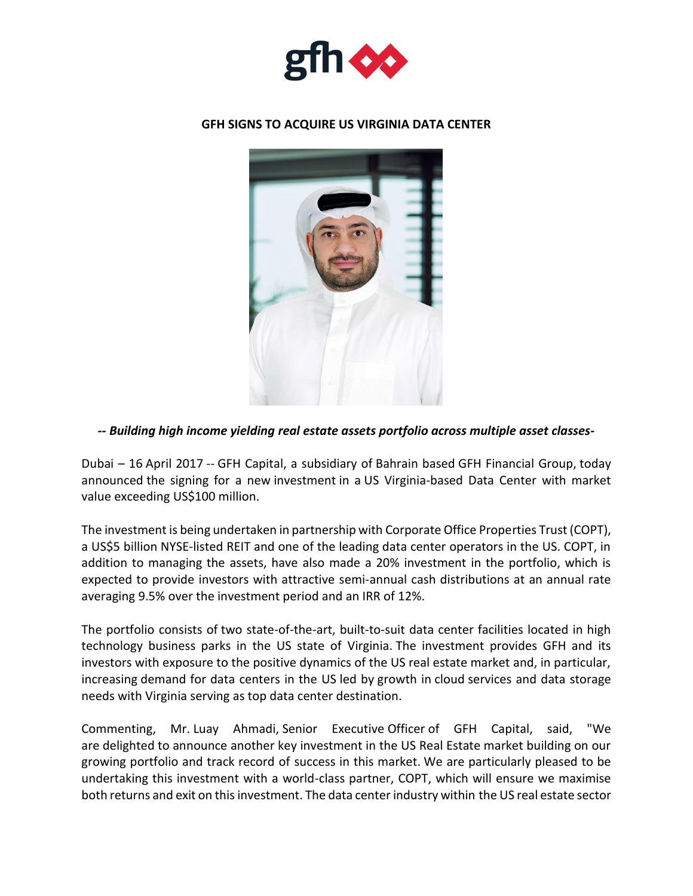# GFH SIGNS TO ACQUIRE US VIRGINIA DATA CENTER

***-- Building high income yielding real estate assets portfolio across multiple asset classes-***

Dubai – 16 April 2017 -- GFH Capital, a subsidiary of Bahrain based GFH Financial Group, today announced the signing for a new investment in a US Virginia-based Data Center with market value exceeding US$100 million.

The investment is being undertaken in partnership with Corporate Office Properties Trust (COPT), a US$5 billion NYSE-listed REIT and one of the leading data center operators in the US. COPT, in addition to managing the assets, have also made a 20% investment in the portfolio, which is expected to provide investors with attractive semi-annual cash distributions at an annual rate averaging 9.5% over the investment period and an IRR of 12%.

The portfolio consists of two state-of-the-art, built-to-suit data center facilities located in high technology business parks in the US state of Virginia. The investment provides GFH and its investors with exposure to the positive dynamics of the US real estate market and, in particular, increasing demand for data centers in the US led by growth in cloud services and data storage needs with Virginia serving as top data center destination.

Commenting, Mr. Luay Ahmadi, Senior Executive Officer of GFH Capital, said, "We are delighted to announce another key investment in the US Real Estate market building on our growing portfolio and track record of success in this market. We are particularly pleased to be undertaking this investment with a world-class partner, COPT, which will ensure we maximise both returns and exit on this investment. The data center industry within the US real estate sector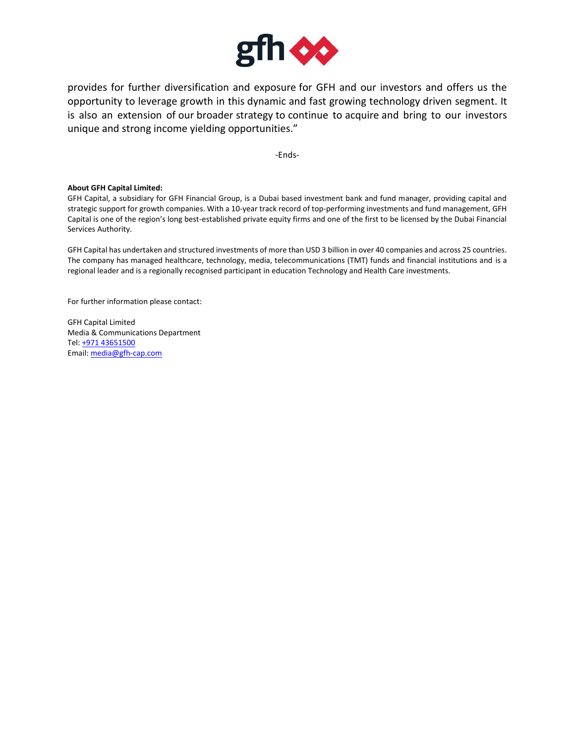provides for further diversification and exposure for GFH and our investors and offers us the opportunity to leverage growth in this dynamic and fast growing technology driven segment. It is also an extension of our broader strategy to continue to acquire and bring to our investors unique and strong income yielding opportunities."

-Ends-

**About GFH Capital Limited:**

GFH Capital, a subsidiary for GFH Financial Group, is a Dubai based investment bank and fund manager, providing capital and strategic support for growth companies. With a 10-year track record of top-performing investments and fund management, GFH Capital is one of the region's long best-established private equity firms and one of the first to be licensed by the Dubai Financial Services Authority.

GFH Capital has undertaken and structured investments of more than USD 3 billion in over 40 companies and across 25 countries. The company has managed healthcare, technology, media, telecommunications (TMT) funds and financial institutions and is a regional leader and is a regionally recognised participant in education Technology and Health Care investments.

For further information please contact:

GFH Capital Limited
Media & Communications Department
Tel: +971 43651500
Email: media@gfh-cap.com